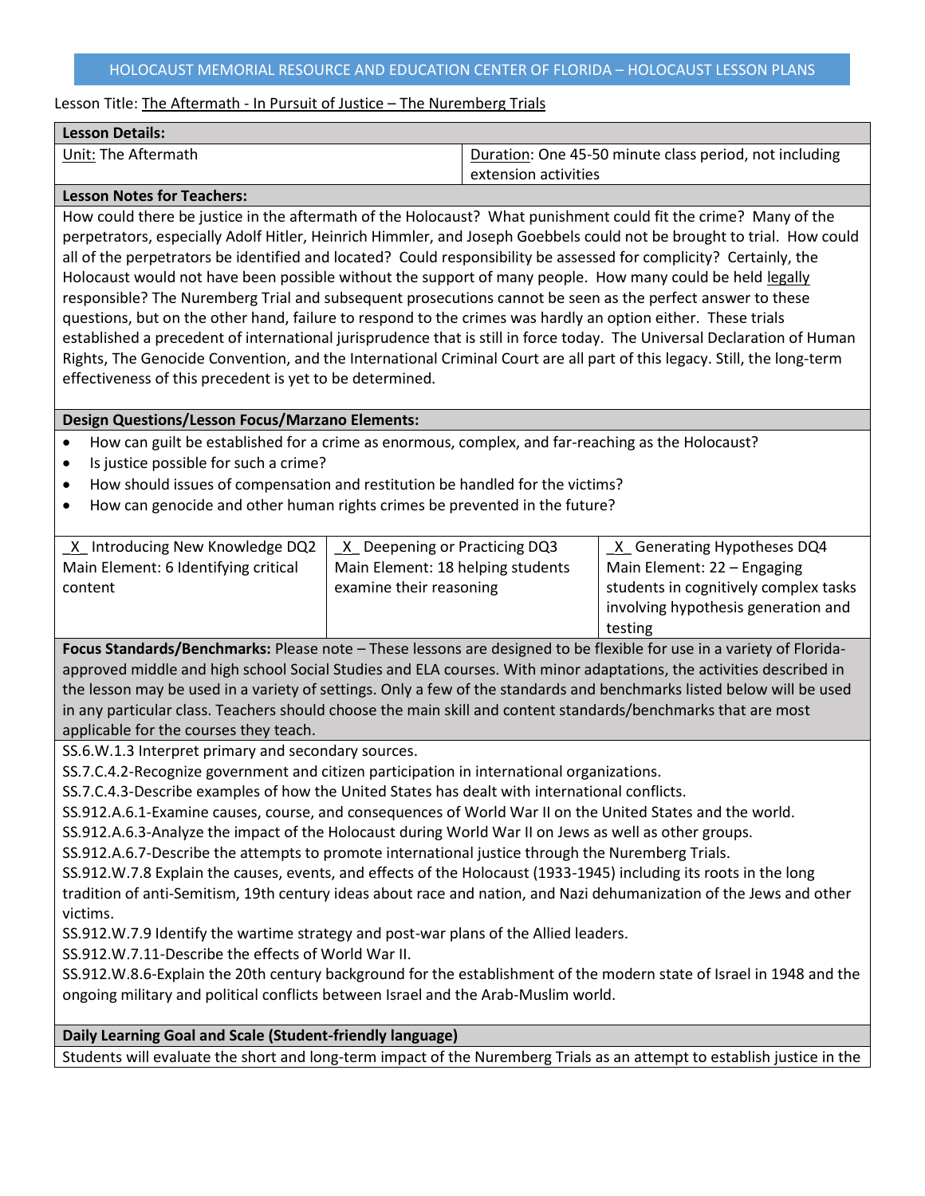HOLOCAUST MEMORIAL RESOURCE AND EDUCATION CENTER OF FLORIDA – HOLOCAUST LESSON PLANS

Lesson Title: The Aftermath - In Pursuit of Justice – The Nuremberg Trials

**Lesson Details:**

| Unit: The Aftermath | Duration: One 45-50 minute class period, not including extension activities |
|---|---|

**Lesson Notes for Teachers:**

How could there be justice in the aftermath of the Holocaust? What punishment could fit the crime? Many of the perpetrators, especially Adolf Hitler, Heinrich Himmler, and Joseph Goebbels could not be brought to trial. How could all of the perpetrators be identified and located? Could responsibility be assessed for complicity? Certainly, the Holocaust would not have been possible without the support of many people. How many could be held legally responsible? The Nuremberg Trial and subsequent prosecutions cannot be seen as the perfect answer to these questions, but on the other hand, failure to respond to the crimes was hardly an option either. These trials established a precedent of international jurisprudence that is still in force today. The Universal Declaration of Human Rights, The Genocide Convention, and the International Criminal Court are all part of this legacy. Still, the long-term effectiveness of this precedent is yet to be determined.

**Design Questions/Lesson Focus/Marzano Elements:**

- How can guilt be established for a crime as enormous, complex, and far-reaching as the Holocaust?
- Is justice possible for such a crime?
- How should issues of compensation and restitution be handled for the victims?
- How can genocide and other human rights crimes be prevented in the future?

| _X_ Introducing New Knowledge DQ2 | _X_ Deepening or Practicing DQ3 | _X_ Generating Hypotheses DQ4 |
|---|---|---|
| Main Element: 6 Identifying critical content | Main Element: 18 helping students examine their reasoning | Main Element: 22 – Engaging students in cognitively complex tasks involving hypothesis generation and testing |

**Focus Standards/Benchmarks:** Please note – These lessons are designed to be flexible for use in a variety of Florida-approved middle and high school Social Studies and ELA courses. With minor adaptations, the activities described in the lesson may be used in a variety of settings. Only a few of the standards and benchmarks listed below will be used in any particular class. Teachers should choose the main skill and content standards/benchmarks that are most applicable for the courses they teach.

SS.6.W.1.3 Interpret primary and secondary sources.
SS.7.C.4.2-Recognize government and citizen participation in international organizations.
SS.7.C.4.3-Describe examples of how the United States has dealt with international conflicts.
SS.912.A.6.1-Examine causes, course, and consequences of World War II on the United States and the world.
SS.912.A.6.3-Analyze the impact of the Holocaust during World War II on Jews as well as other groups.
SS.912.A.6.7-Describe the attempts to promote international justice through the Nuremberg Trials.
SS.912.W.7.8 Explain the causes, events, and effects of the Holocaust (1933-1945) including its roots in the long tradition of anti-Semitism, 19th century ideas about race and nation, and Nazi dehumanization of the Jews and other victims.
SS.912.W.7.9 Identify the wartime strategy and post-war plans of the Allied leaders.
SS.912.W.7.11-Describe the effects of World War II.
SS.912.W.8.6-Explain the 20th century background for the establishment of the modern state of Israel in 1948 and the ongoing military and political conflicts between Israel and the Arab-Muslim world.

**Daily Learning Goal and Scale (Student-friendly language)**

Students will evaluate the short and long-term impact of the Nuremberg Trials as an attempt to establish justice in the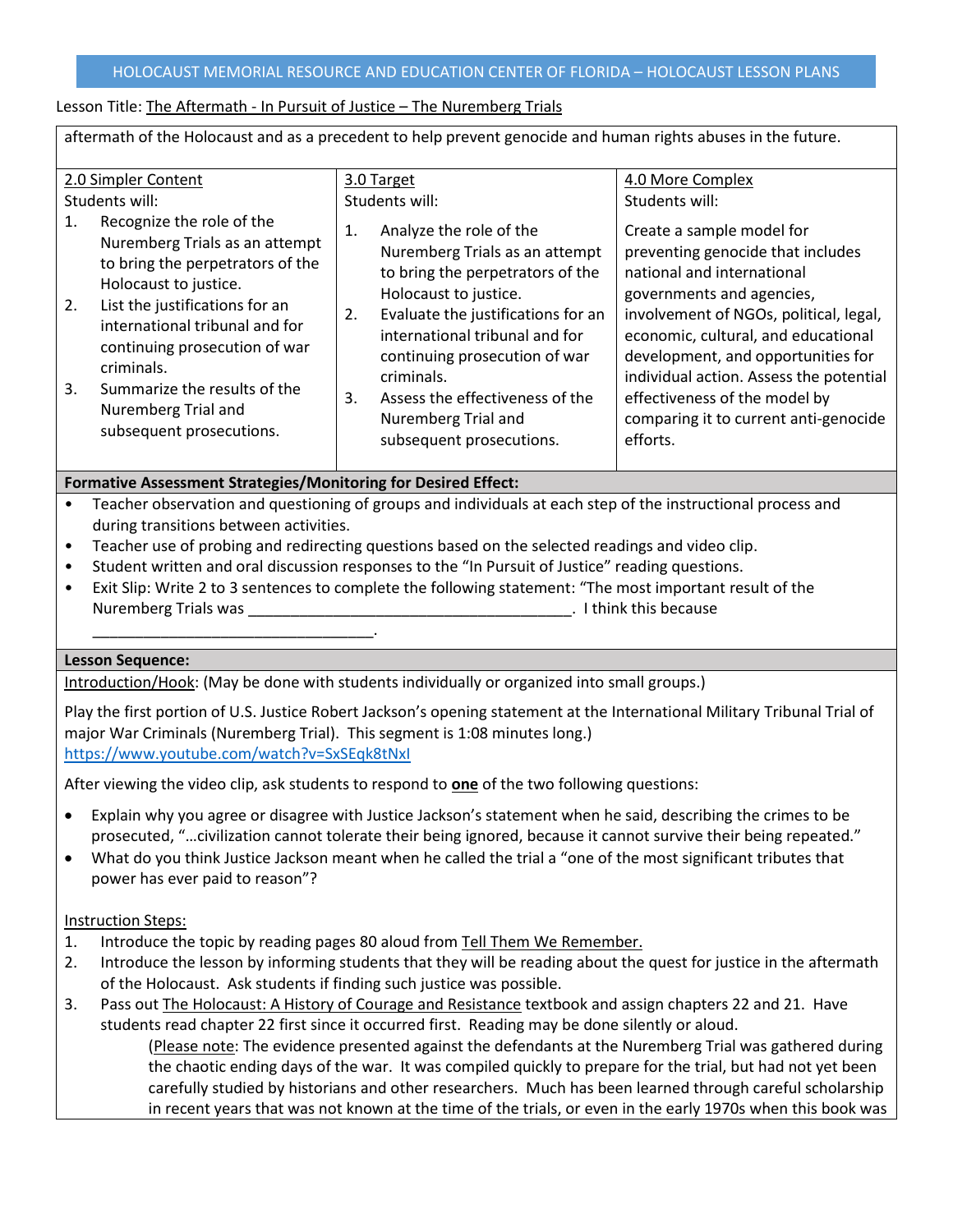Lesson Title: The Aftermath - In Pursuit of Justice – The Nuremberg Trials

aftermath of the Holocaust and as a precedent to help prevent genocide and human rights abuses in the future.

| 2.0 Simpler Content | 3.0 Target | 4.0 More Complex |
|---|---|---|
| Students will:<br>1. Recognize the role of the Nuremberg Trials as an attempt to bring the perpetrators of the Holocaust to justice.<br>2. List the justifications for an international tribunal and for continuing prosecution of war criminals.<br>3. Summarize the results of the Nuremberg Trial and subsequent prosecutions. | Students will:<br>1. Analyze the role of the Nuremberg Trials as an attempt to bring the perpetrators of the Holocaust to justice.<br>2. Evaluate the justifications for an international tribunal and for continuing prosecution of war criminals.<br>3. Assess the effectiveness of the Nuremberg Trial and subsequent prosecutions. | Students will:<br>Create a sample model for preventing genocide that includes national and international governments and agencies, involvement of NGOs, political, legal, economic, cultural, and educational development, and opportunities for individual action. Assess the potential effectiveness of the model by comparing it to current anti-genocide efforts. |

**Formative Assessment Strategies/Monitoring for Desired Effect:**

- Teacher observation and questioning of groups and individuals at each step of the instructional process and during transitions between activities.
- Teacher use of probing and redirecting questions based on the selected readings and video clip.
- Student written and oral discussion responses to the "In Pursuit of Justice" reading questions.
- Exit Slip: Write 2 to 3 sentences to complete the following statement: "The most important result of the Nuremberg Trials was ______________________________________. I think this because _________________________________.

**Lesson Sequence:**

Introduction/Hook: (May be done with students individually or organized into small groups.)

Play the first portion of U.S. Justice Robert Jackson's opening statement at the International Military Tribunal Trial of major War Criminals (Nuremberg Trial). This segment is 1:08 minutes long.)
https://www.youtube.com/watch?v=SxSEqk8tNxI

After viewing the video clip, ask students to respond to **one** of the two following questions:

- Explain why you agree or disagree with Justice Jackson's statement when he said, describing the crimes to be prosecuted, "…civilization cannot tolerate their being ignored, because it cannot survive their being repeated."
- What do you think Justice Jackson meant when he called the trial a "one of the most significant tributes that power has ever paid to reason"?

Instruction Steps:

1. Introduce the topic by reading pages 80 aloud from Tell Them We Remember.
2. Introduce the lesson by informing students that they will be reading about the quest for justice in the aftermath of the Holocaust. Ask students if finding such justice was possible.
3. Pass out The Holocaust: A History of Courage and Resistance textbook and assign chapters 22 and 21. Have students read chapter 22 first since it occurred first. Reading may be done silently or aloud.

   (Please note: The evidence presented against the defendants at the Nuremberg Trial was gathered during the chaotic ending days of the war. It was compiled quickly to prepare for the trial, but had not yet been carefully studied by historians and other researchers. Much has been learned through careful scholarship in recent years that was not known at the time of the trials, or even in the early 1970s when this book was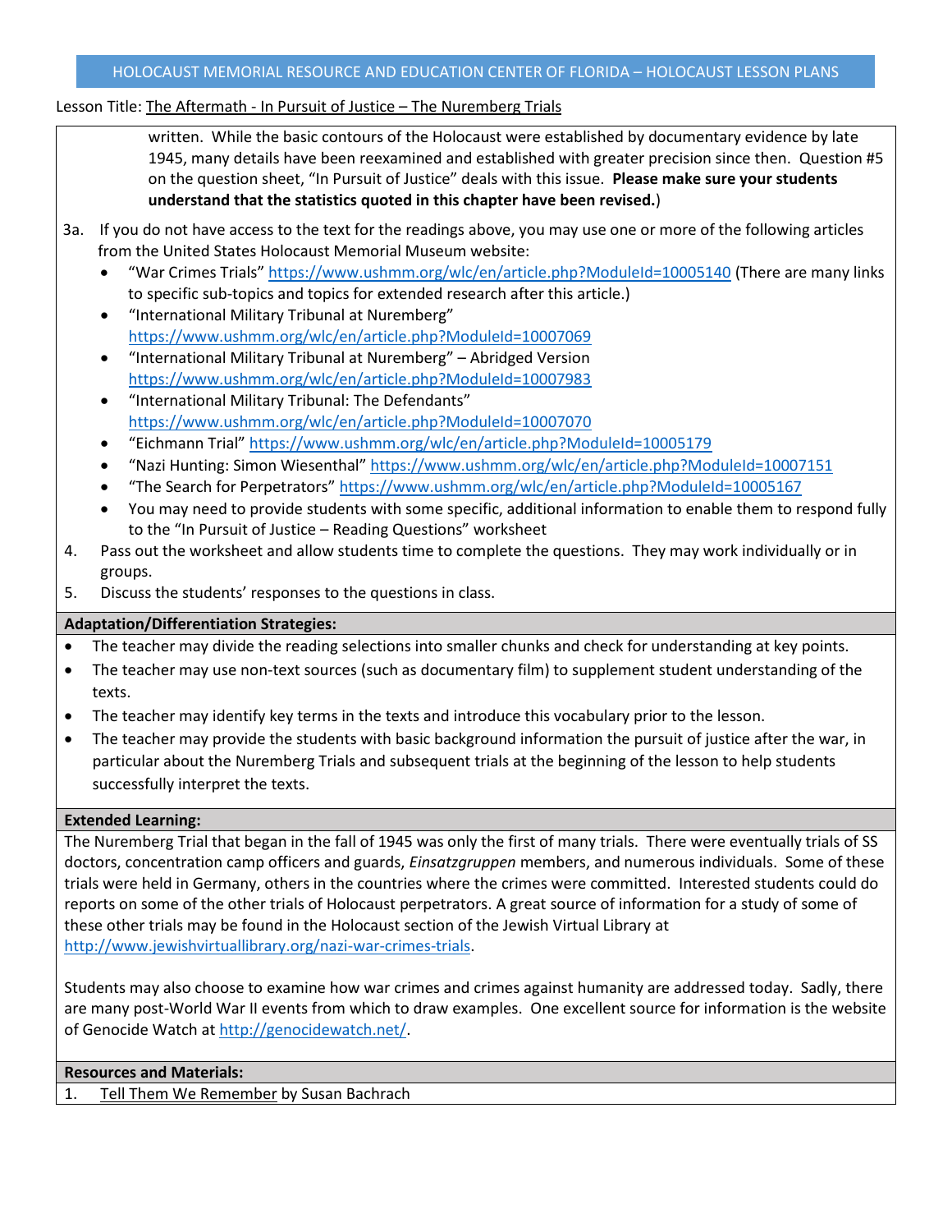Lesson Title: The Aftermath - In Pursuit of Justice – The Nuremberg Trials

written. While the basic contours of the Holocaust were established by documentary evidence by late 1945, many details have been reexamined and established with greater precision since then. Question #5 on the question sheet, "In Pursuit of Justice" deals with this issue. **Please make sure your students understand that the statistics quoted in this chapter have been revised.**)

3a. If you do not have access to the text for the readings above, you may use one or more of the following articles from the United States Holocaust Memorial Museum website:
   - "War Crimes Trials" https://www.ushmm.org/wlc/en/article.php?ModuleId=10005140 (There are many links to specific sub-topics and topics for extended research after this article.)
   - "International Military Tribunal at Nuremberg" https://www.ushmm.org/wlc/en/article.php?ModuleId=10007069
   - "International Military Tribunal at Nuremberg" – Abridged Version https://www.ushmm.org/wlc/en/article.php?ModuleId=10007983
   - "International Military Tribunal: The Defendants" https://www.ushmm.org/wlc/en/article.php?ModuleId=10007070
   - "Eichmann Trial" https://www.ushmm.org/wlc/en/article.php?ModuleId=10005179
   - "Nazi Hunting: Simon Wiesenthal" https://www.ushmm.org/wlc/en/article.php?ModuleId=10007151
   - "The Search for Perpetrators" https://www.ushmm.org/wlc/en/article.php?ModuleId=10005167
   - You may need to provide students with some specific, additional information to enable them to respond fully to the "In Pursuit of Justice – Reading Questions" worksheet

4. Pass out the worksheet and allow students time to complete the questions. They may work individually or in groups.
5. Discuss the students' responses to the questions in class.

**Adaptation/Differentiation Strategies:**

- The teacher may divide the reading selections into smaller chunks and check for understanding at key points.
- The teacher may use non-text sources (such as documentary film) to supplement student understanding of the texts.
- The teacher may identify key terms in the texts and introduce this vocabulary prior to the lesson.
- The teacher may provide the students with basic background information the pursuit of justice after the war, in particular about the Nuremberg Trials and subsequent trials at the beginning of the lesson to help students successfully interpret the texts.

**Extended Learning:**

The Nuremberg Trial that began in the fall of 1945 was only the first of many trials. There were eventually trials of SS doctors, concentration camp officers and guards, *Einsatzgruppen* members, and numerous individuals. Some of these trials were held in Germany, others in the countries where the crimes were committed. Interested students could do reports on some of the other trials of Holocaust perpetrators. A great source of information for a study of some of these other trials may be found in the Holocaust section of the Jewish Virtual Library at http://www.jewishvirtuallibrary.org/nazi-war-crimes-trials.

Students may also choose to examine how war crimes and crimes against humanity are addressed today. Sadly, there are many post-World War II events from which to draw examples. One excellent source for information is the website of Genocide Watch at http://genocidewatch.net/.

**Resources and Materials:**

1. Tell Them We Remember by Susan Bachrach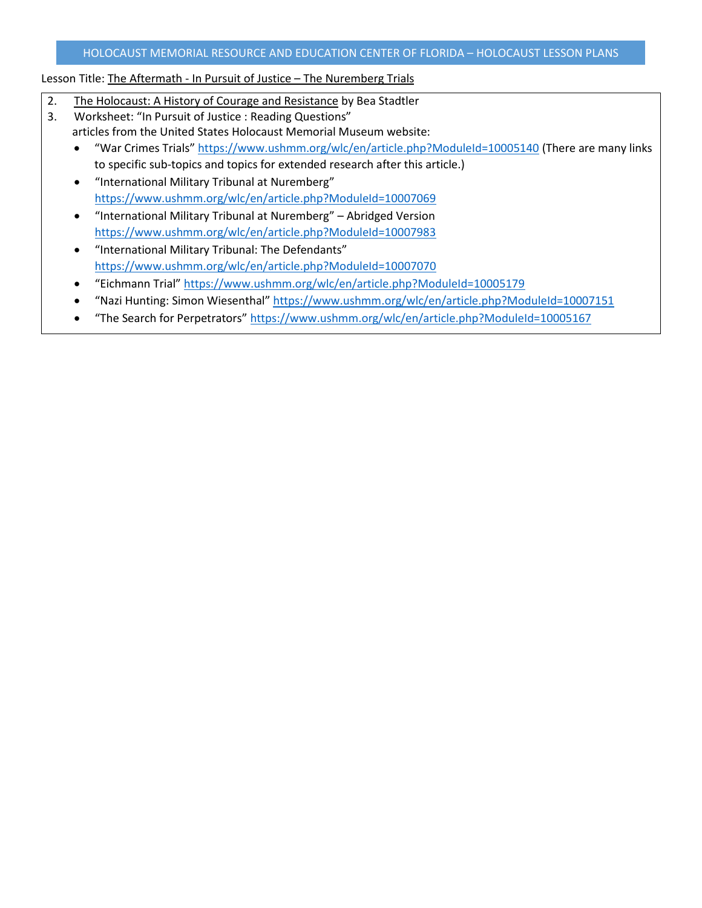Lesson Title: The Aftermath - In Pursuit of Justice – The Nuremberg Trials

2. The Holocaust: A History of Courage and Resistance by Bea Stadtler
3. Worksheet: "In Pursuit of Justice : Reading Questions"
   articles from the United States Holocaust Memorial Museum website:
   - "War Crimes Trials" https://www.ushmm.org/wlc/en/article.php?ModuleId=10005140 (There are many links to specific sub-topics and topics for extended research after this article.)
   - "International Military Tribunal at Nuremberg" https://www.ushmm.org/wlc/en/article.php?ModuleId=10007069
   - "International Military Tribunal at Nuremberg" – Abridged Version https://www.ushmm.org/wlc/en/article.php?ModuleId=10007983
   - "International Military Tribunal: The Defendants" https://www.ushmm.org/wlc/en/article.php?ModuleId=10007070
   - "Eichmann Trial" https://www.ushmm.org/wlc/en/article.php?ModuleId=10005179
   - "Nazi Hunting: Simon Wiesenthal" https://www.ushmm.org/wlc/en/article.php?ModuleId=10007151
   - "The Search for Perpetrators" https://www.ushmm.org/wlc/en/article.php?ModuleId=10005167